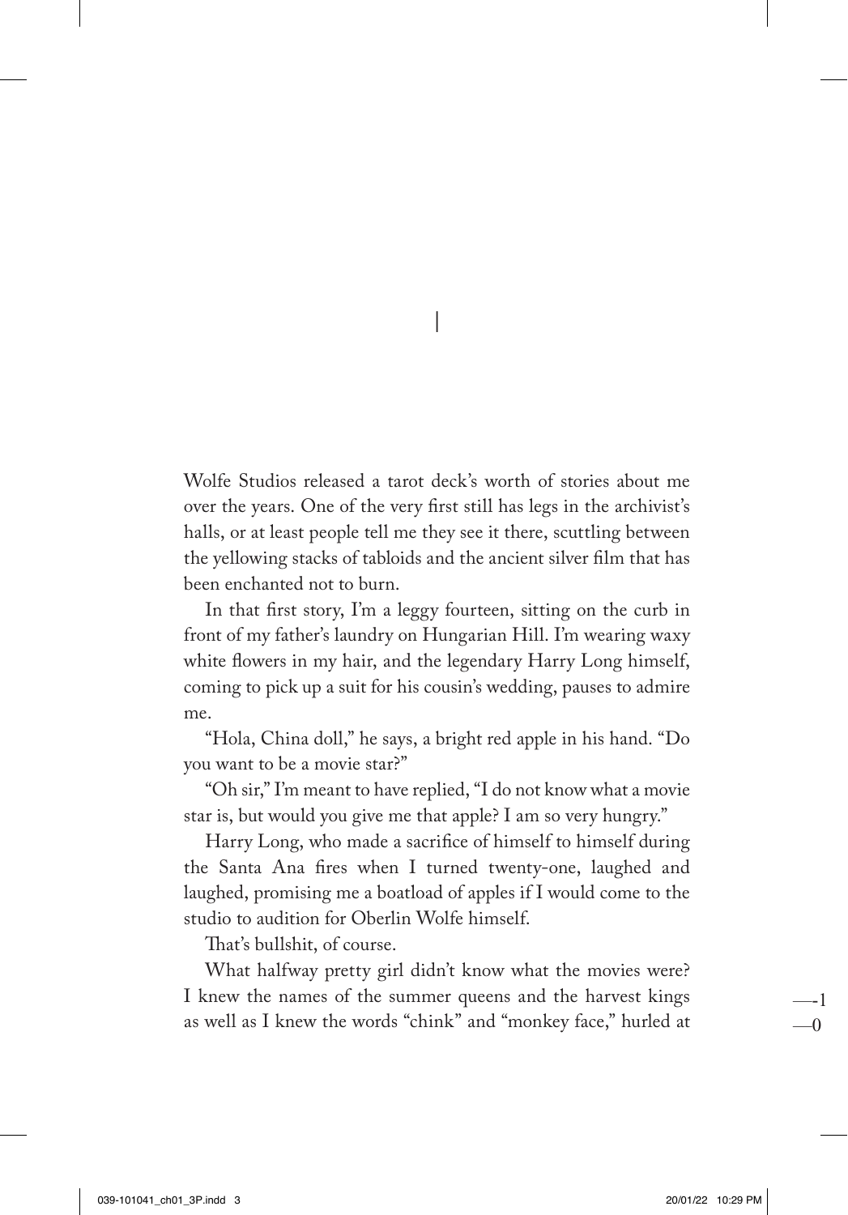# 1

Wolfe Studios released a tarot deck's worth of stories about me over the years. One of the very first still has legs in the archivist's halls, or at least people tell me they see it there, scuttling between the yellowing stacks of tabloids and the ancient silver film that has been enchanted not to burn.

In that first story, I'm a leggy fourteen, sitting on the curb in front of my father's laundry on Hungarian Hill. I'm wearing waxy white flowers in my hair, and the legendary Harry Long himself, coming to pick up a suit for his cousin's wedding, pauses to admire me.

"Hola, China doll," he says, a bright red apple in his hand. "Do you want to be a movie star?"

"Oh sir," I'm meant to have replied, "I do not know what a movie star is, but would you give me that apple? I am so very hungry."

Harry Long, who made a sacrifice of himself to himself during the Santa Ana fires when I turned twenty-one, laughed and laughed, promising me a boatload of apples if I would come to the studio to audition for Oberlin Wolfe himself.

That's bullshit, of course.

What halfway pretty girl didn't know what the movies were? I knew the names of the summer queens and the harvest kings as well as I knew the words "chink" and "monkey face," hurled at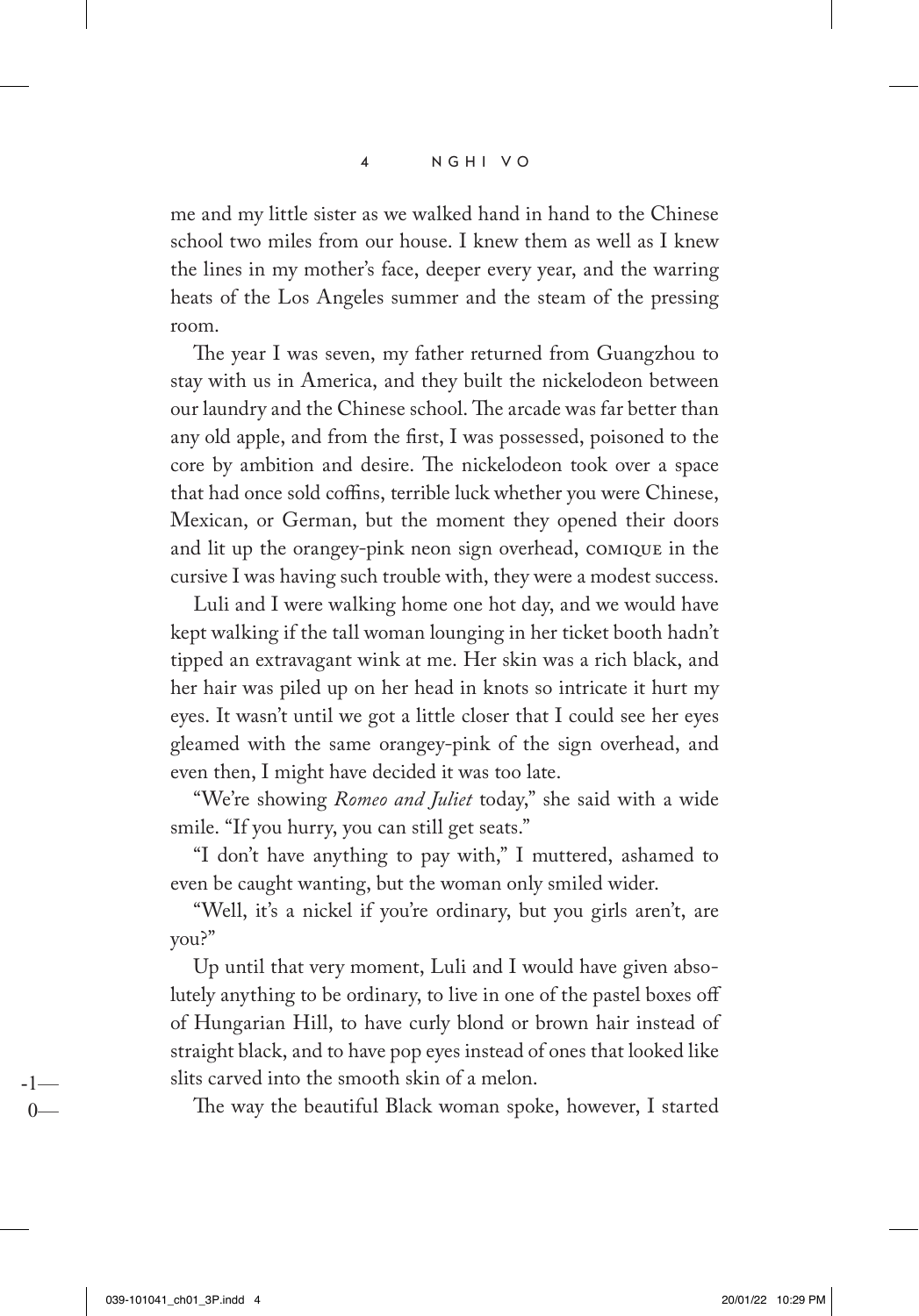me and my little sister as we walked hand in hand to the Chinese school two miles from our house. I knew them as well as I knew the lines in my mother's face, deeper every year, and the warring heats of the Los Angeles summer and the steam of the pressing room.

The year I was seven, my father returned from Guangzhou to stay with us in America, and they built the nickelodeon between our laundry and the Chinese school. The arcade was far better than any old apple, and from the first, I was possessed, poisoned to the core by ambition and desire. The nickelodeon took over a space that had once sold coffins, terrible luck whether you were Chinese, Mexican, or German, but the moment they opened their doors and lit up the orangey-pink neon sign overhead, COMIQUE in the cursive I was having such trouble with, they were a modest success.

Luli and I were walking home one hot day, and we would have kept walking if the tall woman lounging in her ticket booth hadn't tipped an extravagant wink at me. Her skin was a rich black, and her hair was piled up on her head in knots so intricate it hurt my eyes. It wasn't until we got a little closer that I could see her eyes gleamed with the same orangey-pink of the sign overhead, and even then, I might have decided it was too late.

"We're showing *Romeo and Juliet* today," she said with a wide smile. "If you hurry, you can still get seats."

"I don't have anything to pay with," I muttered, ashamed to even be caught wanting, but the woman only smiled wider.

"Well, it's a nickel if you're ordinary, but you girls aren't, are you?"

Up until that very moment, Luli and I would have given absolutely anything to be ordinary, to live in one of the pastel boxes off of Hungarian Hill, to have curly blond or brown hair instead of straight black, and to have pop eyes instead of ones that looked like slits carved into the smooth skin of a melon.

The way the beautiful Black woman spoke, however, I started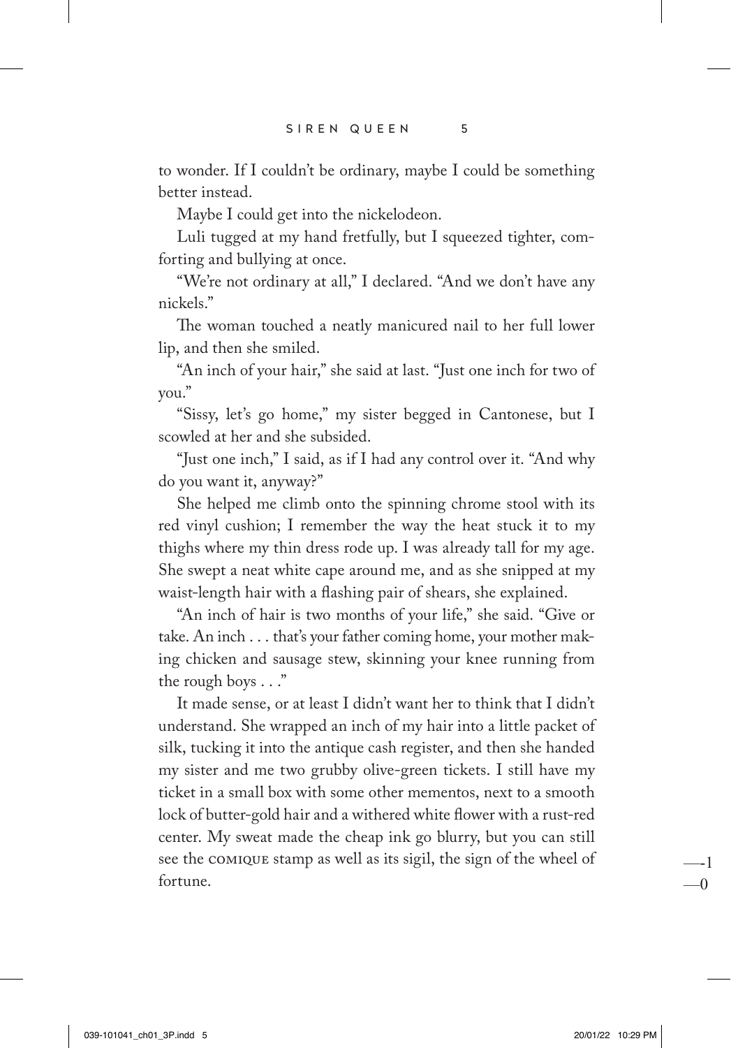to wonder. If I couldn't be ordinary, maybe I could be something better instead.

Maybe I could get into the nickelodeon.

Luli tugged at my hand fretfully, but I squeezed tighter, comforting and bullying at once.

"We're not ordinary at all," I declared. "And we don't have any nickels."

The woman touched a neatly manicured nail to her full lower lip, and then she smiled.

"An inch of your hair," she said at last. "Just one inch for two of you."

"Sissy, let's go home," my sister begged in Cantonese, but I scowled at her and she subsided.

"Just one inch," I said, as if I had any control over it. "And why do you want it, anyway?"

She helped me climb onto the spinning chrome stool with its red vinyl cushion; I remember the way the heat stuck it to my thighs where my thin dress rode up. I was already tall for my age. She swept a neat white cape around me, and as she snipped at my waist-length hair with a flashing pair of shears, she explained.

"An inch of hair is two months of your life," she said. "Give or take. An inch . . . that's your father coming home, your mother making chicken and sausage stew, skinning your knee running from the rough boys . . ."

It made sense, or at least I didn't want her to think that I didn't understand. She wrapped an inch of my hair into a little packet of silk, tucking it into the antique cash register, and then she handed my sister and me two grubby olive-green tickets. I still have my ticket in a small box with some other mementos, next to a smooth lock of butter-gold hair and a withered white flower with a rust-red center. My sweat made the cheap ink go blurry, but you can still see the COMIQUE stamp as well as its sigil, the sign of the wheel of fortune.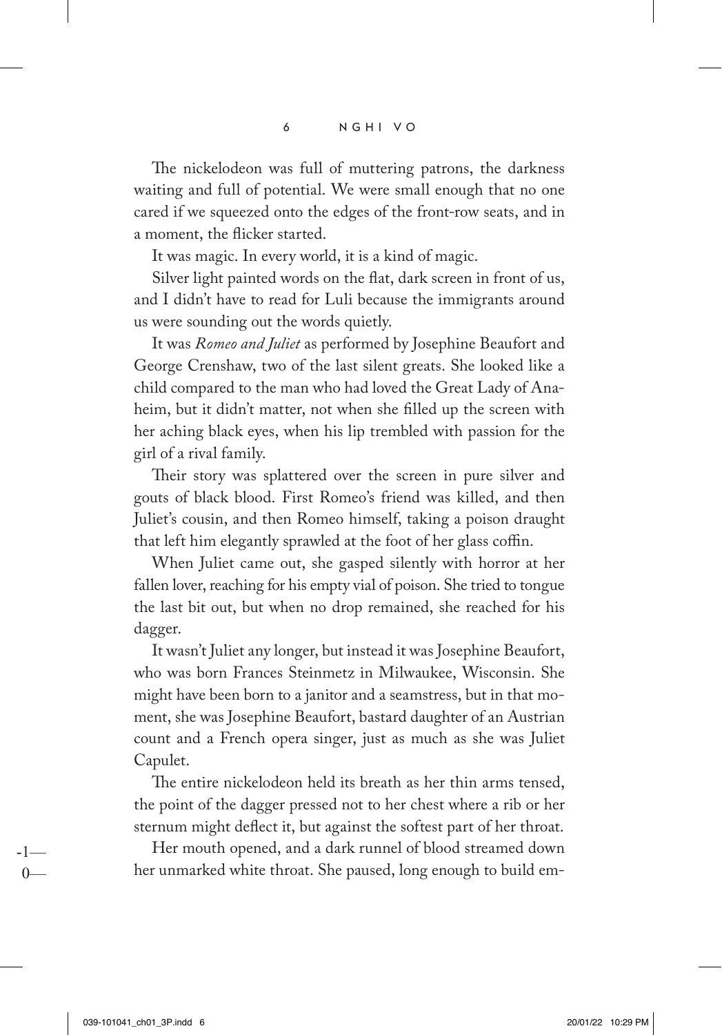The nickelodeon was full of muttering patrons, the darkness waiting and full of potential. We were small enough that no one cared if we squeezed onto the edges of the front-row seats, and in a moment, the flicker started.

It was magic. In every world, it is a kind of magic.

Silver light painted words on the flat, dark screen in front of us, and I didn't have to read for Luli because the immigrants around us were sounding out the words quietly.

It was *Romeo and Juliet* as performed by Josephine Beaufort and George Crenshaw, two of the last silent greats. She looked like a child compared to the man who had loved the Great Lady of Anaheim, but it didn't matter, not when she filled up the screen with her aching black eyes, when his lip trembled with passion for the girl of a rival family.

Their story was splattered over the screen in pure silver and gouts of black blood. First Romeo's friend was killed, and then Juliet's cousin, and then Romeo himself, taking a poison draught that left him elegantly sprawled at the foot of her glass coffin.

When Juliet came out, she gasped silently with horror at her fallen lover, reaching for his empty vial of poison. She tried to tongue the last bit out, but when no drop remained, she reached for his dagger.

It wasn't Juliet any longer, but instead it was Josephine Beaufort, who was born Frances Steinmetz in Milwaukee, Wisconsin. She might have been born to a janitor and a seamstress, but in that moment, she was Josephine Beaufort, bastard daughter of an Austrian count and a French opera singer, just as much as she was Juliet Capulet.

The entire nickelodeon held its breath as her thin arms tensed, the point of the dagger pressed not to her chest where a rib or her sternum might deflect it, but against the softest part of her throat.

Her mouth opened, and a dark runnel of blood streamed down her unmarked white throat. She paused, long enough to build em-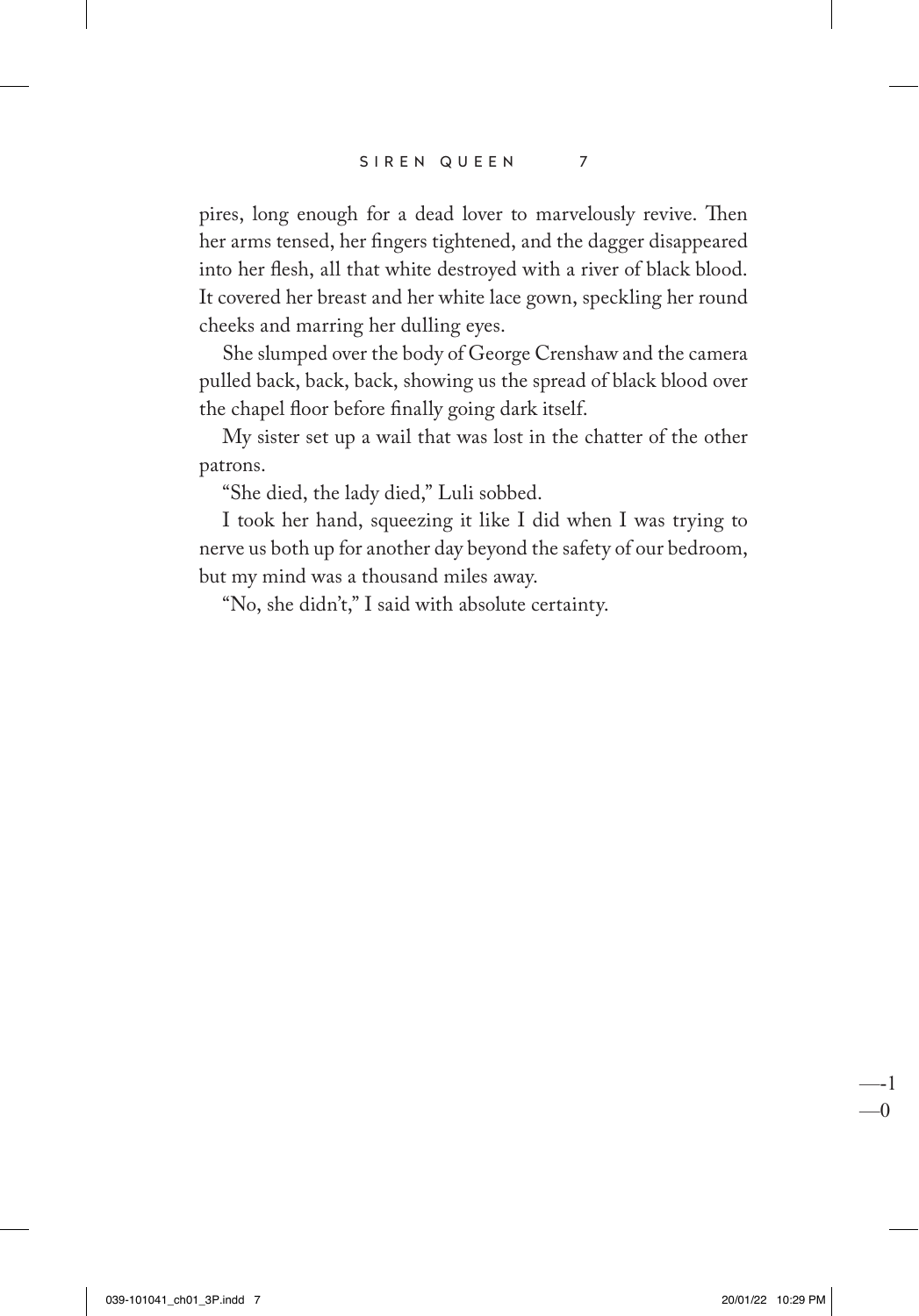pires, long enough for a dead lover to marvelously revive. Then her arms tensed, her fingers tightened, and the dagger disappeared into her flesh, all that white destroyed with a river of black blood. It covered her breast and her white lace gown, speckling her round cheeks and marring her dulling eyes.

She slumped over the body of George Crenshaw and the camera pulled back, back, back, showing us the spread of black blood over the chapel floor before finally going dark itself.

My sister set up a wail that was lost in the chatter of the other patrons.

"She died, the lady died," Luli sobbed.

I took her hand, squeezing it like I did when I was trying to nerve us both up for another day beyond the safety of our bedroom, but my mind was a thousand miles away.

"No, she didn't," I said with absolute certainty.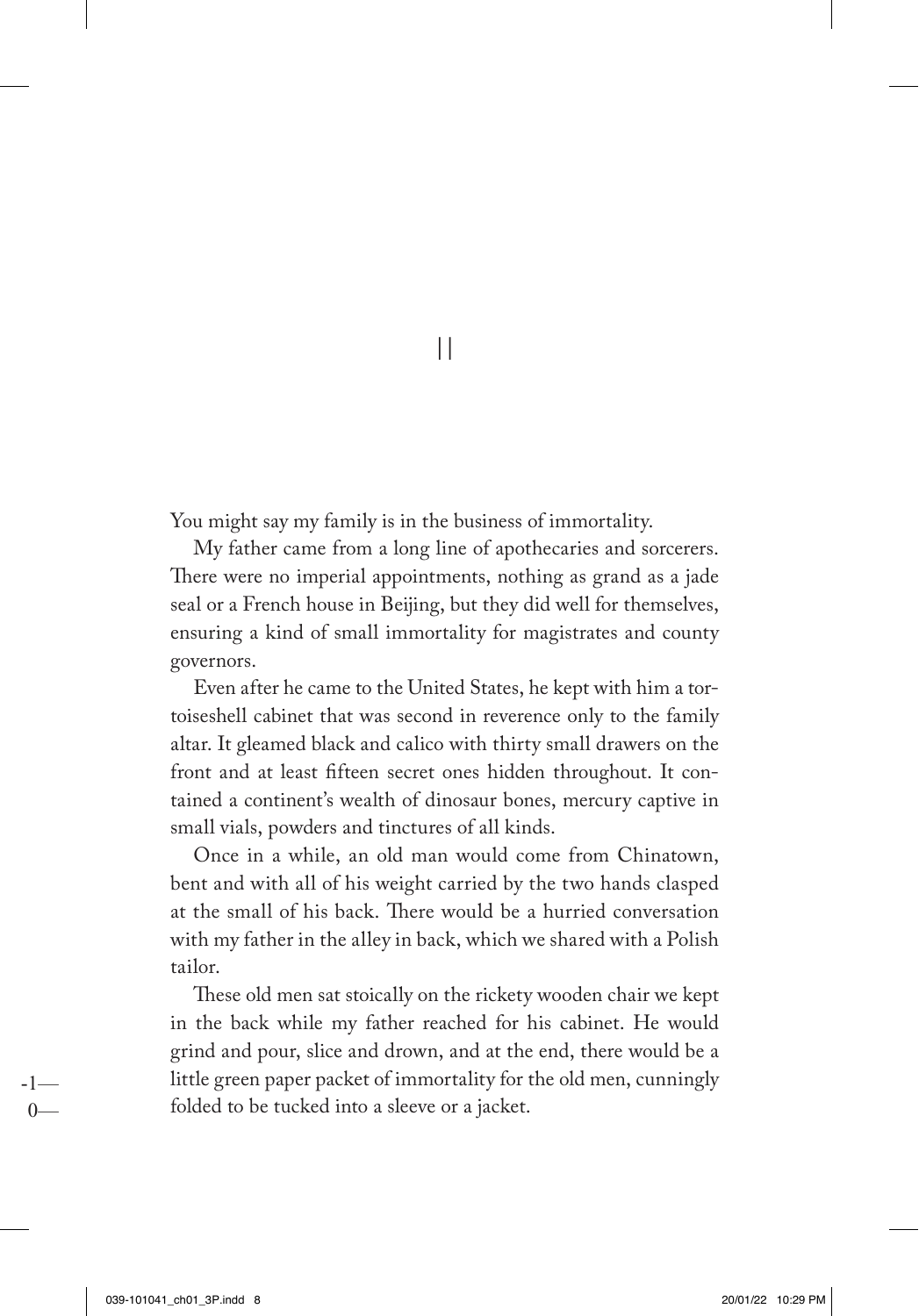||

You might say my family is in the business of immortality.

My father came from a long line of apothecaries and sorcerers. There were no imperial appointments, nothing as grand as a jade seal or a French house in Beijing, but they did well for themselves, ensuring a kind of small immortality for magistrates and county governors.

Even after he came to the United States, he kept with him a tortoiseshell cabinet that was second in reverence only to the family altar. It gleamed black and calico with thirty small drawers on the front and at least fifteen secret ones hidden throughout. It contained a continent's wealth of dinosaur bones, mercury captive in small vials, powders and tinctures of all kinds.

Once in a while, an old man would come from Chinatown, bent and with all of his weight carried by the two hands clasped at the small of his back. There would be a hurried conversation with my father in the alley in back, which we shared with a Polish tailor.

These old men sat stoically on the rickety wooden chair we kept in the back while my father reached for his cabinet. He would grind and pour, slice and drown, and at the end, there would be a little green paper packet of immortality for the old men, cunningly folded to be tucked into a sleeve or a jacket.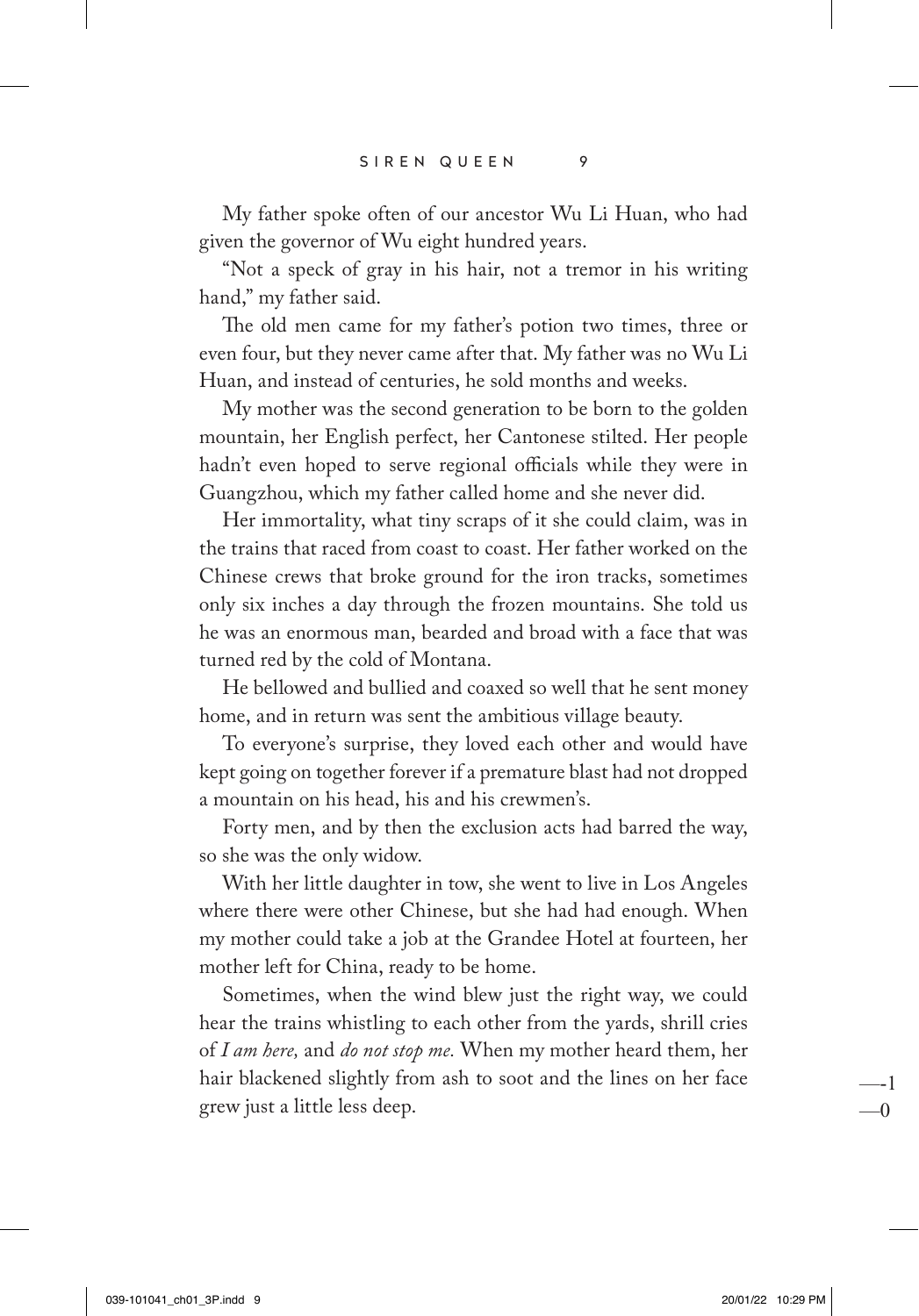My father spoke often of our ancestor Wu Li Huan, who had given the governor of Wu eight hundred years.

"Not a speck of gray in his hair, not a tremor in his writing hand," my father said.

The old men came for my father's potion two times, three or even four, but they never came after that. My father was no Wu Li Huan, and instead of centuries, he sold months and weeks.

My mother was the second generation to be born to the golden mountain, her English perfect, her Cantonese stilted. Her people hadn't even hoped to serve regional officials while they were in Guangzhou, which my father called home and she never did.

Her immortality, what tiny scraps of it she could claim, was in the trains that raced from coast to coast. Her father worked on the Chinese crews that broke ground for the iron tracks, sometimes only six inches a day through the frozen mountains. She told us he was an enormous man, bearded and broad with a face that was turned red by the cold of Montana.

He bellowed and bullied and coaxed so well that he sent money home, and in return was sent the ambitious village beauty.

To everyone's surprise, they loved each other and would have kept going on together forever if a premature blast had not dropped a mountain on his head, his and his crewmen's.

Forty men, and by then the exclusion acts had barred the way, so she was the only widow.

With her little daughter in tow, she went to live in Los Angeles where there were other Chinese, but she had had enough. When my mother could take a job at the Grandee Hotel at fourteen, her mother left for China, ready to be home.

Sometimes, when the wind blew just the right way, we could hear the trains whistling to each other from the yards, shrill cries of *I am here,* and *do not stop me.* When my mother heard them, her hair blackened slightly from ash to soot and the lines on her face grew just a little less deep.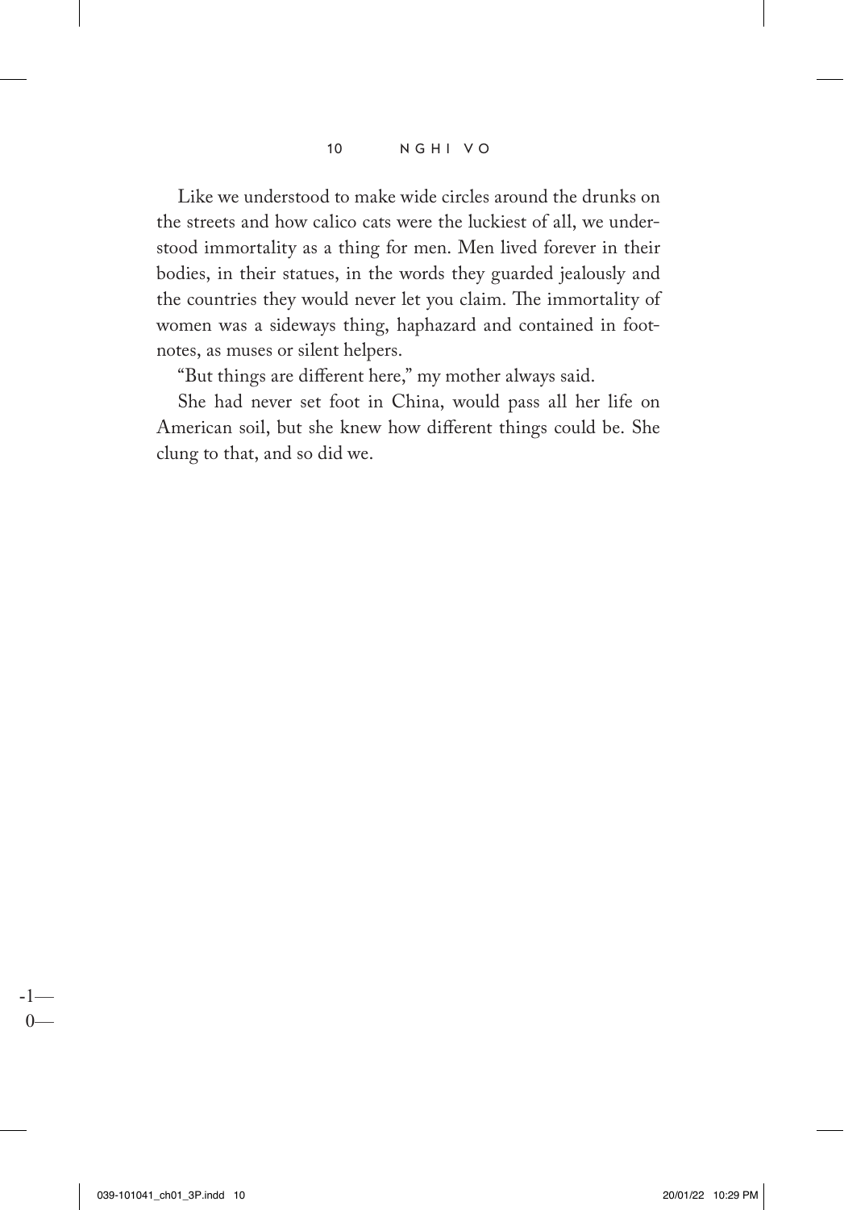Like we understood to make wide circles around the drunks on the streets and how calico cats were the luckiest of all, we understood immortality as a thing for men. Men lived forever in their bodies, in their statues, in the words they guarded jealously and the countries they would never let you claim. The immortality of women was a sideways thing, haphazard and contained in footnotes, as muses or silent helpers.

"But things are different here," my mother always said.

She had never set foot in China, would pass all her life on American soil, but she knew how different things could be. She clung to that, and so did we.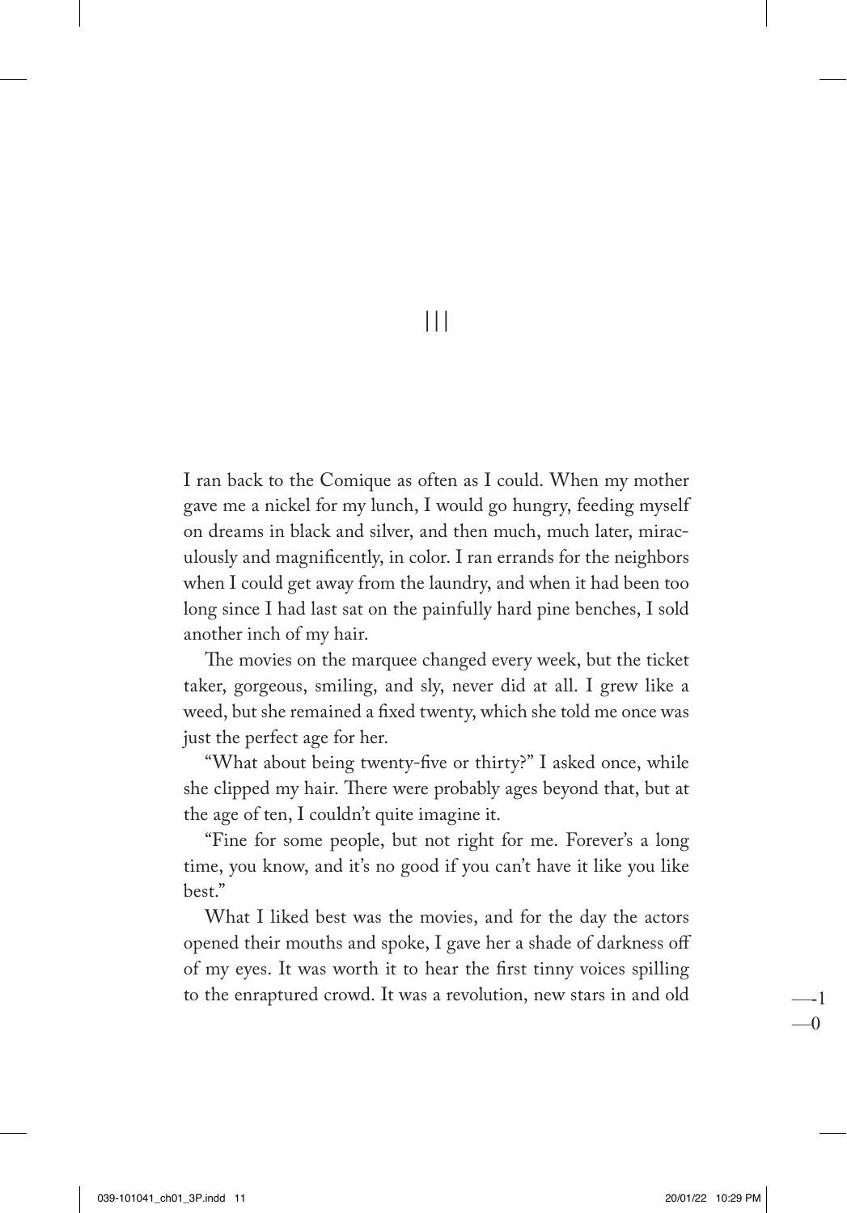|||

I ran back to the Comique as often as I could. When my mother gave me a nickel for my lunch, I would go hungry, feeding myself on dreams in black and silver, and then much, much later, miraculously and magnificently, in color. I ran errands for the neighbors when I could get away from the laundry, and when it had been too long since I had last sat on the painfully hard pine benches, I sold another inch of my hair.

The movies on the marquee changed every week, but the ticket taker, gorgeous, smiling, and sly, never did at all. I grew like a weed, but she remained a fixed twenty, which she told me once was just the perfect age for her.

"What about being twenty-five or thirty?" I asked once, while she clipped my hair. There were probably ages beyond that, but at the age of ten, I couldn't quite imagine it.

"Fine for some people, but not right for me. Forever's a long time, you know, and it's no good if you can't have it like you like best."

What I liked best was the movies, and for the day the actors opened their mouths and spoke, I gave her a shade of darkness off of my eyes. It was worth it to hear the first tinny voices spilling to the enraptured crowd. It was a revolution, new stars in and old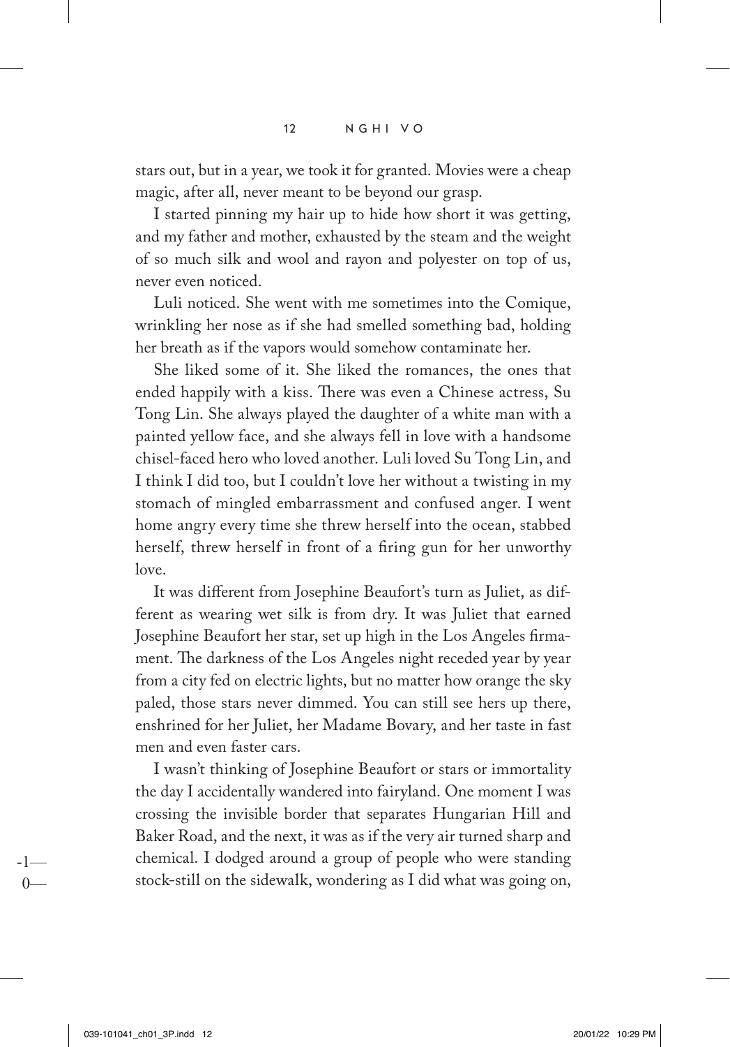stars out, but in a year, we took it for granted. Movies were a cheap magic, after all, never meant to be beyond our grasp.

I started pinning my hair up to hide how short it was getting, and my father and mother, exhausted by the steam and the weight of so much silk and wool and rayon and polyester on top of us, never even noticed.

Luli noticed. She went with me sometimes into the Comique, wrinkling her nose as if she had smelled something bad, holding her breath as if the vapors would somehow contaminate her.

She liked some of it. She liked the romances, the ones that ended happily with a kiss. There was even a Chinese actress, Su Tong Lin. She always played the daughter of a white man with a painted yellow face, and she always fell in love with a handsome chisel-faced hero who loved another. Luli loved Su Tong Lin, and I think I did too, but I couldn't love her without a twisting in my stomach of mingled embarrassment and confused anger. I went home angry every time she threw herself into the ocean, stabbed herself, threw herself in front of a firing gun for her unworthy love.

It was different from Josephine Beaufort's turn as Juliet, as different as wearing wet silk is from dry. It was Juliet that earned Josephine Beaufort her star, set up high in the Los Angeles firmament. The darkness of the Los Angeles night receded year by year from a city fed on electric lights, but no matter how orange the sky paled, those stars never dimmed. You can still see hers up there, enshrined for her Juliet, her Madame Bovary, and her taste in fast men and even faster cars.

I wasn't thinking of Josephine Beaufort or stars or immortality the day I accidentally wandered into fairyland. One moment I was crossing the invisible border that separates Hungarian Hill and Baker Road, and the next, it was as if the very air turned sharp and chemical. I dodged around a group of people who were standing stock-still on the sidewalk, wondering as I did what was going on,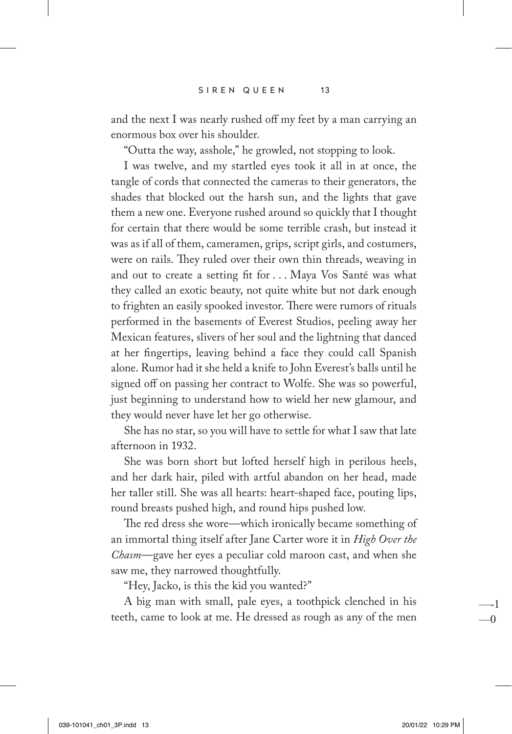and the next I was nearly rushed off my feet by a man carrying an enormous box over his shoulder.

"Outta the way, asshole," he growled, not stopping to look.

I was twelve, and my startled eyes took it all in at once, the tangle of cords that connected the cameras to their generators, the shades that blocked out the harsh sun, and the lights that gave them a new one. Everyone rushed around so quickly that I thought for certain that there would be some terrible crash, but instead it was as if all of them, cameramen, grips, script girls, and costumers, were on rails. They ruled over their own thin threads, weaving in and out to create a setting fit for . . . Maya Vos Santé was what they called an exotic beauty, not quite white but not dark enough to frighten an easily spooked investor. There were rumors of rituals performed in the basements of Everest Studios, peeling away her Mexican features, slivers of her soul and the lightning that danced at her fingertips, leaving behind a face they could call Spanish alone. Rumor had it she held a knife to John Everest's balls until he signed off on passing her contract to Wolfe. She was so powerful, just beginning to understand how to wield her new glamour, and they would never have let her go otherwise.

She has no star, so you will have to settle for what I saw that late afternoon in 1932.

She was born short but lofted herself high in perilous heels, and her dark hair, piled with artful abandon on her head, made her taller still. She was all hearts: heart-shaped face, pouting lips, round breasts pushed high, and round hips pushed low.

The red dress she wore—which ironically became something of an immortal thing itself after Jane Carter wore it in *High Over the Chasm*—gave her eyes a peculiar cold maroon cast, and when she saw me, they narrowed thoughtfully.

"Hey, Jacko, is this the kid you wanted?"

A big man with small, pale eyes, a toothpick clenched in his teeth, came to look at me. He dressed as rough as any of the men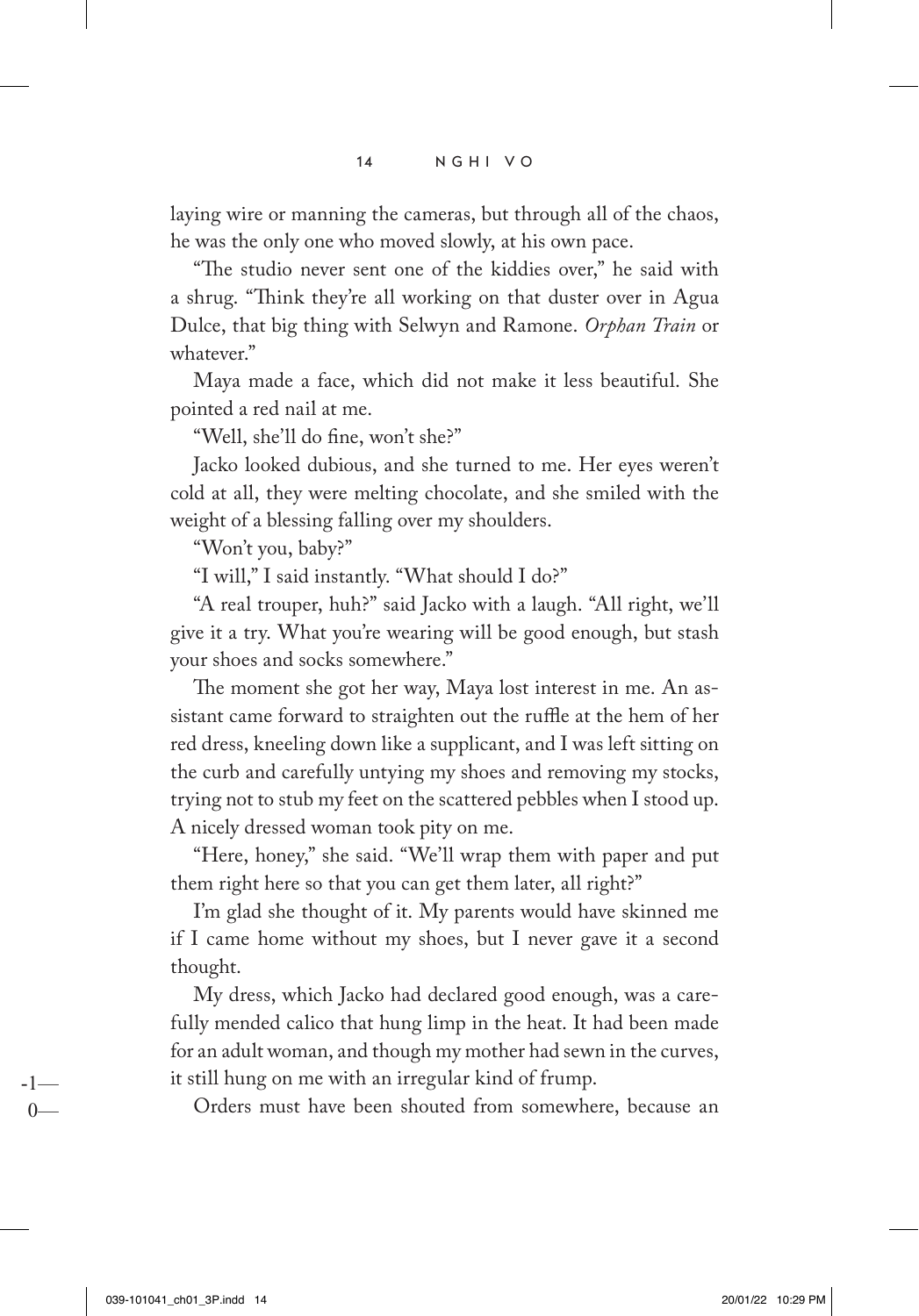laying wire or manning the cameras, but through all of the chaos, he was the only one who moved slowly, at his own pace.

"The studio never sent one of the kiddies over," he said with a shrug. "Think they're all working on that duster over in Agua Dulce, that big thing with Selwyn and Ramone. *Orphan Train* or whatever."

Maya made a face, which did not make it less beautiful. She pointed a red nail at me.

"Well, she'll do fine, won't she?"

Jacko looked dubious, and she turned to me. Her eyes weren't cold at all, they were melting chocolate, and she smiled with the weight of a blessing falling over my shoulders.

"Won't you, baby?"

"I will," I said instantly. "What should I do?"

"A real trouper, huh?" said Jacko with a laugh. "All right, we'll give it a try. What you're wearing will be good enough, but stash your shoes and socks somewhere."

The moment she got her way, Maya lost interest in me. An assistant came forward to straighten out the ruffle at the hem of her red dress, kneeling down like a supplicant, and I was left sitting on the curb and carefully untying my shoes and removing my stocks, trying not to stub my feet on the scattered pebbles when I stood up. A nicely dressed woman took pity on me.

"Here, honey," she said. "We'll wrap them with paper and put them right here so that you can get them later, all right?"

I'm glad she thought of it. My parents would have skinned me if I came home without my shoes, but I never gave it a second thought.

My dress, which Jacko had declared good enough, was a carefully mended calico that hung limp in the heat. It had been made for an adult woman, and though my mother had sewn in the curves, it still hung on me with an irregular kind of frump.

Orders must have been shouted from somewhere, because an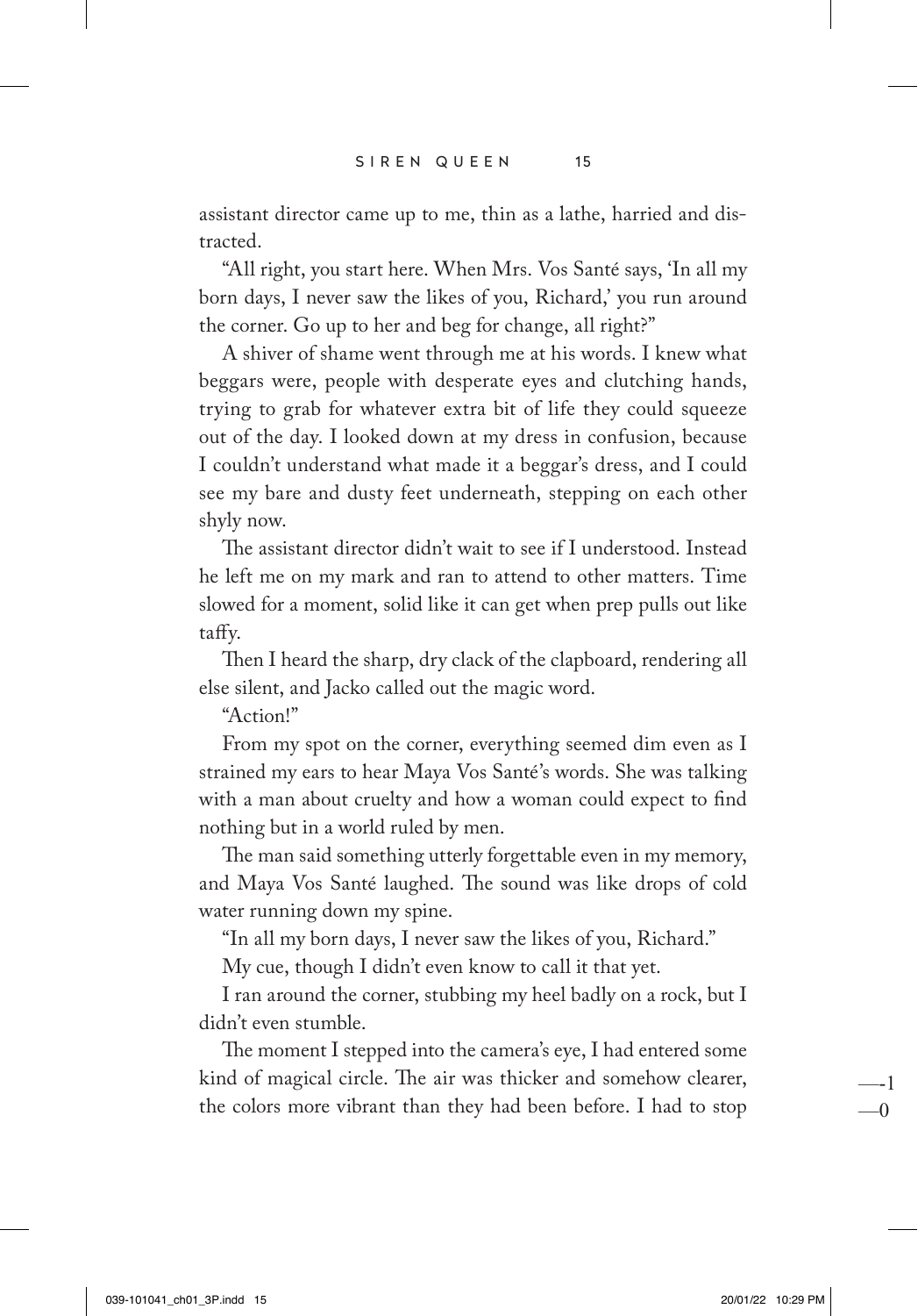assistant director came up to me, thin as a lathe, harried and distracted.

"All right, you start here. When Mrs. Vos Santé says, 'In all my born days, I never saw the likes of you, Richard,' you run around the corner. Go up to her and beg for change, all right?"

A shiver of shame went through me at his words. I knew what beggars were, people with desperate eyes and clutching hands, trying to grab for whatever extra bit of life they could squeeze out of the day. I looked down at my dress in confusion, because I couldn't understand what made it a beggar's dress, and I could see my bare and dusty feet underneath, stepping on each other shyly now.

The assistant director didn't wait to see if I understood. Instead he left me on my mark and ran to attend to other matters. Time slowed for a moment, solid like it can get when prep pulls out like taffy.

Then I heard the sharp, dry clack of the clapboard, rendering all else silent, and Jacko called out the magic word.

"Action!"

From my spot on the corner, everything seemed dim even as I strained my ears to hear Maya Vos Santé's words. She was talking with a man about cruelty and how a woman could expect to find nothing but in a world ruled by men.

The man said something utterly forgettable even in my memory, and Maya Vos Santé laughed. The sound was like drops of cold water running down my spine.

"In all my born days, I never saw the likes of you, Richard."

My cue, though I didn't even know to call it that yet.

I ran around the corner, stubbing my heel badly on a rock, but I didn't even stumble.

The moment I stepped into the camera's eye, I had entered some kind of magical circle. The air was thicker and somehow clearer, the colors more vibrant than they had been before. I had to stop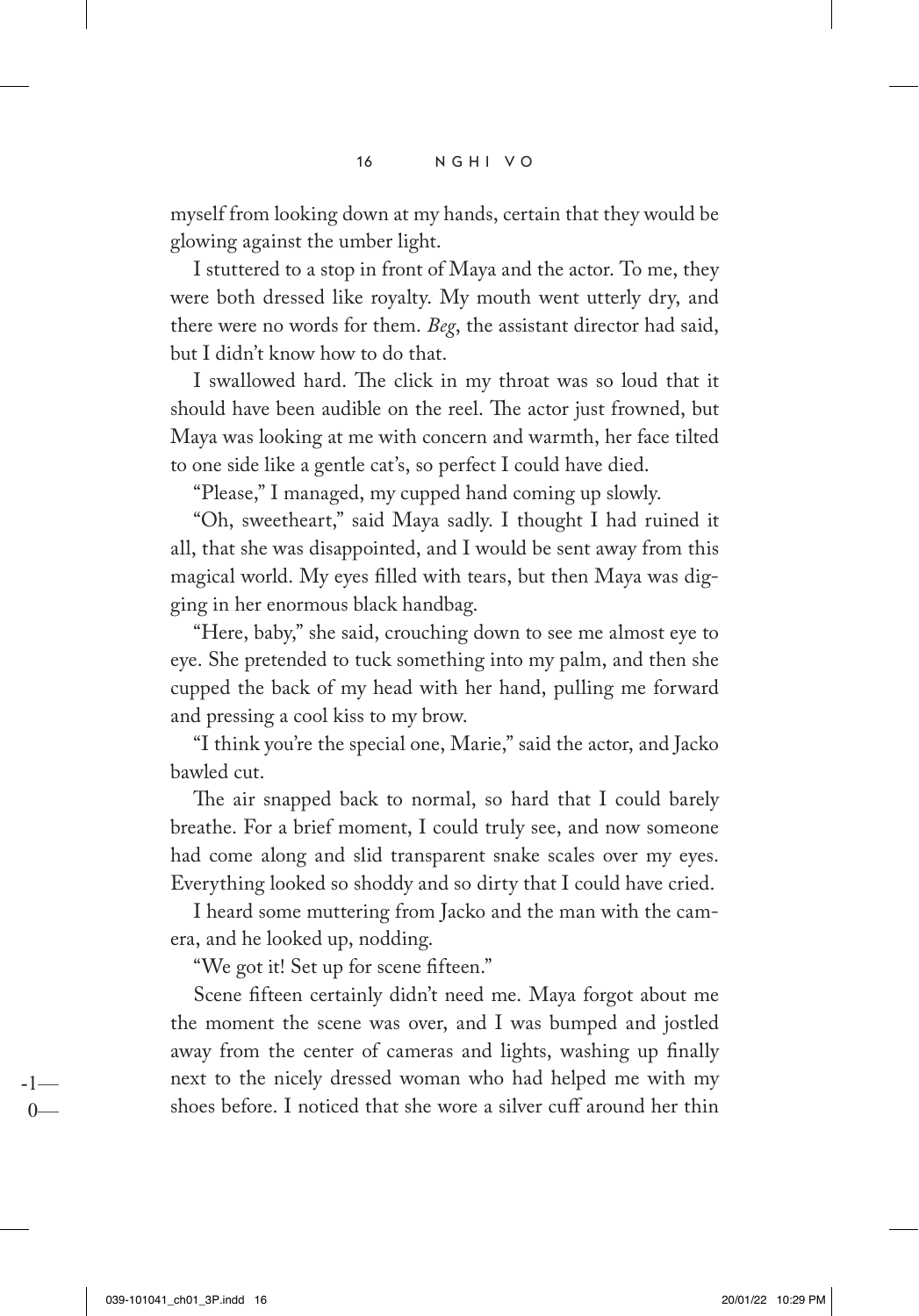myself from looking down at my hands, certain that they would be glowing against the umber light.

I stuttered to a stop in front of Maya and the actor. To me, they were both dressed like royalty. My mouth went utterly dry, and there were no words for them. *Beg*, the assistant director had said, but I didn't know how to do that.

I swallowed hard. The click in my throat was so loud that it should have been audible on the reel. The actor just frowned, but Maya was looking at me with concern and warmth, her face tilted to one side like a gentle cat's, so perfect I could have died.

"Please," I managed, my cupped hand coming up slowly.

"Oh, sweetheart," said Maya sadly. I thought I had ruined it all, that she was disappointed, and I would be sent away from this magical world. My eyes filled with tears, but then Maya was digging in her enormous black handbag.

"Here, baby," she said, crouching down to see me almost eye to eye. She pretended to tuck something into my palm, and then she cupped the back of my head with her hand, pulling me forward and pressing a cool kiss to my brow.

"I think you're the special one, Marie," said the actor, and Jacko bawled cut.

The air snapped back to normal, so hard that I could barely breathe. For a brief moment, I could truly see, and now someone had come along and slid transparent snake scales over my eyes. Everything looked so shoddy and so dirty that I could have cried.

I heard some muttering from Jacko and the man with the camera, and he looked up, nodding.

"We got it! Set up for scene fifteen."

Scene fifteen certainly didn't need me. Maya forgot about me the moment the scene was over, and I was bumped and jostled away from the center of cameras and lights, washing up finally next to the nicely dressed woman who had helped me with my shoes before. I noticed that she wore a silver cuff around her thin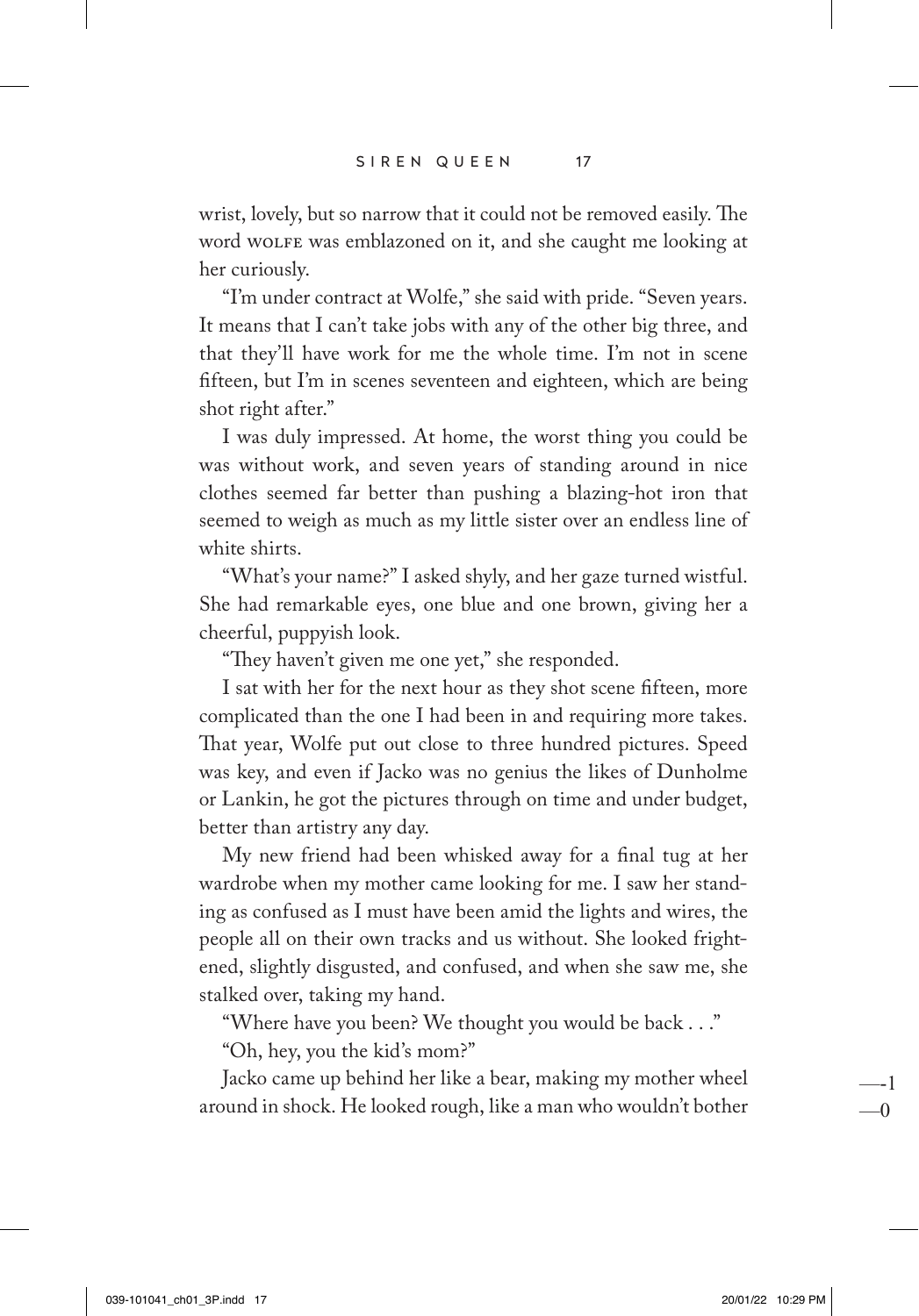wrist, lovely, but so narrow that it could not be removed easily. The word WOLFE was emblazoned on it, and she caught me looking at her curiously.

"I'm under contract at Wolfe," she said with pride. "Seven years. It means that I can't take jobs with any of the other big three, and that they'll have work for me the whole time. I'm not in scene fifteen, but I'm in scenes seventeen and eighteen, which are being shot right after."

I was duly impressed. At home, the worst thing you could be was without work, and seven years of standing around in nice clothes seemed far better than pushing a blazing-hot iron that seemed to weigh as much as my little sister over an endless line of white shirts.

"What's your name?" I asked shyly, and her gaze turned wistful. She had remarkable eyes, one blue and one brown, giving her a cheerful, puppyish look.

"They haven't given me one yet," she responded.

I sat with her for the next hour as they shot scene fifteen, more complicated than the one I had been in and requiring more takes. That year, Wolfe put out close to three hundred pictures. Speed was key, and even if Jacko was no genius the likes of Dunholme or Lankin, he got the pictures through on time and under budget, better than artistry any day.

My new friend had been whisked away for a final tug at her wardrobe when my mother came looking for me. I saw her standing as confused as I must have been amid the lights and wires, the people all on their own tracks and us without. She looked frightened, slightly disgusted, and confused, and when she saw me, she stalked over, taking my hand.

"Where have you been? We thought you would be back . . ."

"Oh, hey, you the kid's mom?"

Jacko came up behind her like a bear, making my mother wheel around in shock. He looked rough, like a man who wouldn't bother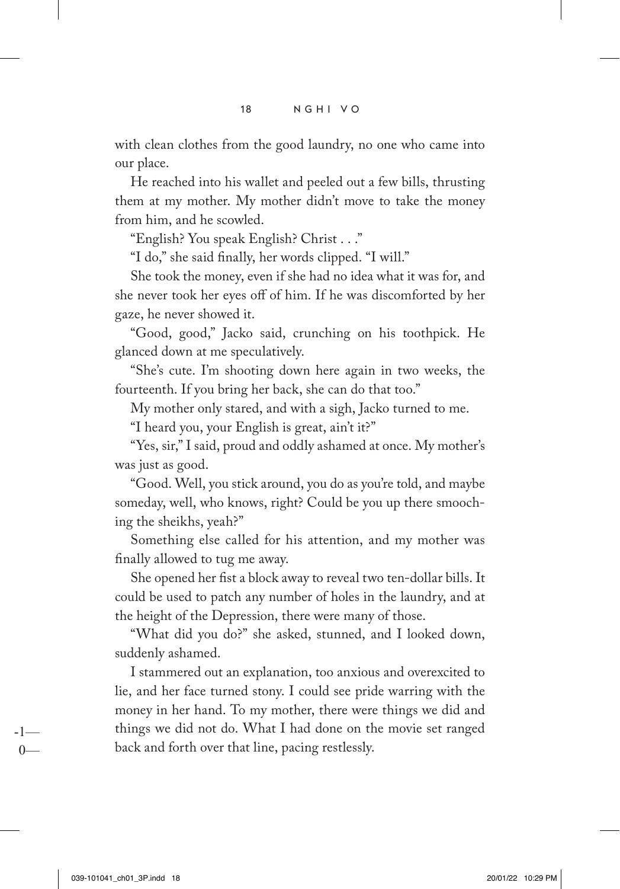with clean clothes from the good laundry, no one who came into our place.

He reached into his wallet and peeled out a few bills, thrusting them at my mother. My mother didn't move to take the money from him, and he scowled.

"English? You speak English? Christ . . ."

"I do," she said finally, her words clipped. "I will."

She took the money, even if she had no idea what it was for, and she never took her eyes off of him. If he was discomforted by her gaze, he never showed it.

"Good, good," Jacko said, crunching on his toothpick. He glanced down at me speculatively.

"She's cute. I'm shooting down here again in two weeks, the fourteenth. If you bring her back, she can do that too."

My mother only stared, and with a sigh, Jacko turned to me.

"I heard you, your English is great, ain't it?"

"Yes, sir," I said, proud and oddly ashamed at once. My mother's was just as good.

"Good. Well, you stick around, you do as you're told, and maybe someday, well, who knows, right? Could be you up there smooching the sheikhs, yeah?"

Something else called for his attention, and my mother was finally allowed to tug me away.

She opened her fist a block away to reveal two ten-dollar bills. It could be used to patch any number of holes in the laundry, and at the height of the Depression, there were many of those.

"What did you do?" she asked, stunned, and I looked down, suddenly ashamed.

I stammered out an explanation, too anxious and overexcited to lie, and her face turned stony. I could see pride warring with the money in her hand. To my mother, there were things we did and things we did not do. What I had done on the movie set ranged back and forth over that line, pacing restlessly.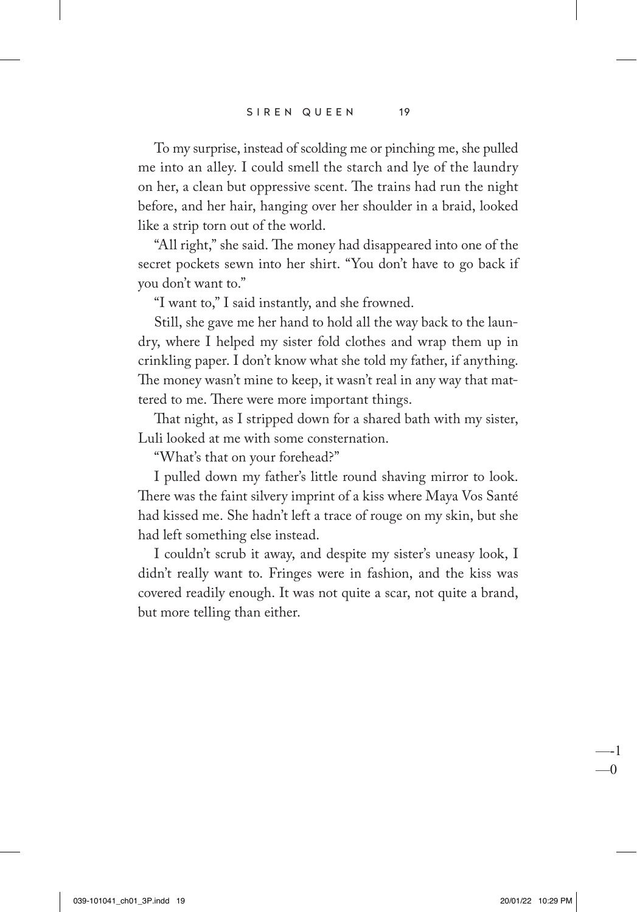To my surprise, instead of scolding me or pinching me, she pulled me into an alley. I could smell the starch and lye of the laundry on her, a clean but oppressive scent. The trains had run the night before, and her hair, hanging over her shoulder in a braid, looked like a strip torn out of the world.

"All right," she said. The money had disappeared into one of the secret pockets sewn into her shirt. "You don't have to go back if you don't want to."

"I want to," I said instantly, and she frowned.

Still, she gave me her hand to hold all the way back to the laundry, where I helped my sister fold clothes and wrap them up in crinkling paper. I don't know what she told my father, if anything. The money wasn't mine to keep, it wasn't real in any way that mattered to me. There were more important things.

That night, as I stripped down for a shared bath with my sister, Luli looked at me with some consternation.

"What's that on your forehead?"

I pulled down my father's little round shaving mirror to look. There was the faint silvery imprint of a kiss where Maya Vos Santé had kissed me. She hadn't left a trace of rouge on my skin, but she had left something else instead.

I couldn't scrub it away, and despite my sister's uneasy look, I didn't really want to. Fringes were in fashion, and the kiss was covered readily enough. It was not quite a scar, not quite a brand, but more telling than either.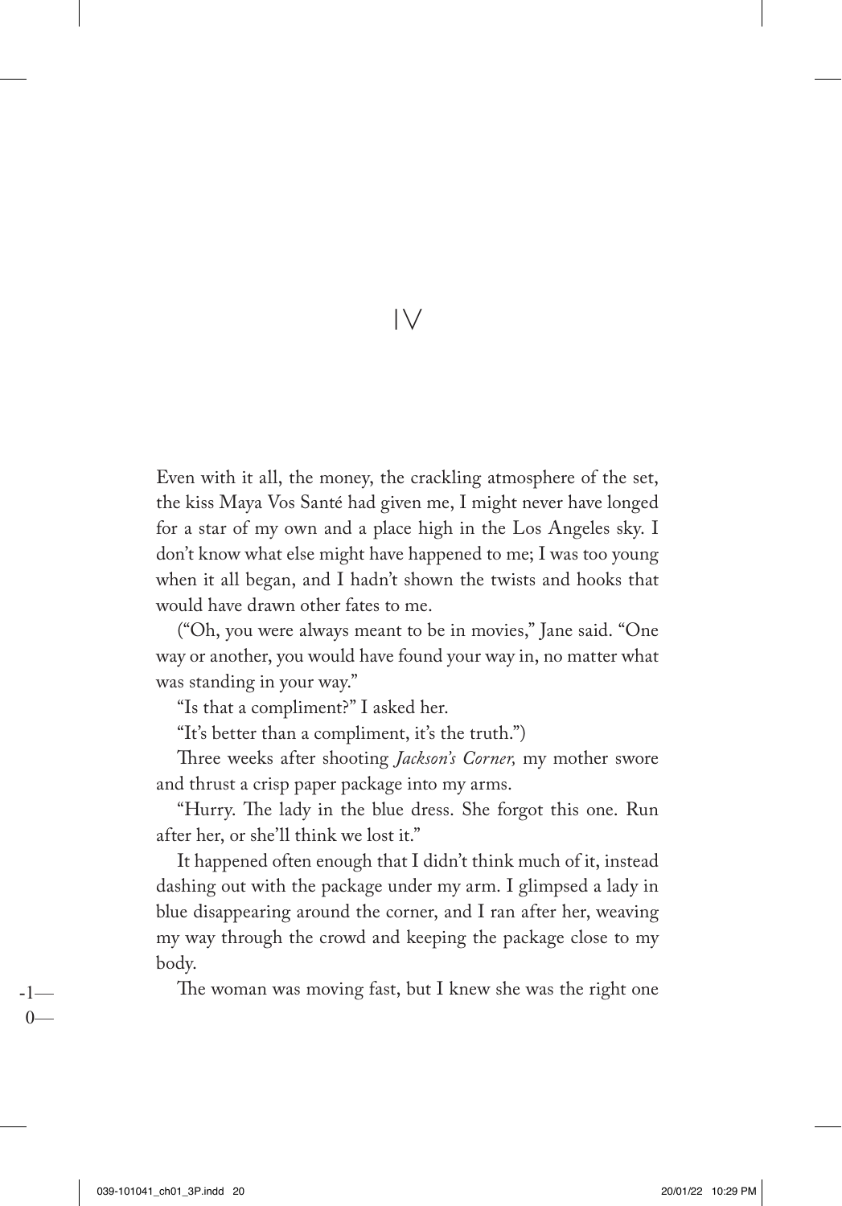# IV

Even with it all, the money, the crackling atmosphere of the set, the kiss Maya Vos Santé had given me, I might never have longed for a star of my own and a place high in the Los Angeles sky. I don't know what else might have happened to me; I was too young when it all began, and I hadn't shown the twists and hooks that would have drawn other fates to me.

("Oh, you were always meant to be in movies," Jane said. "One way or another, you would have found your way in, no matter what was standing in your way."

"Is that a compliment?" I asked her.

"It's better than a compliment, it's the truth.")

Three weeks after shooting *Jackson's Corner,* my mother swore and thrust a crisp paper package into my arms.

"Hurry. The lady in the blue dress. She forgot this one. Run after her, or she'll think we lost it."

It happened often enough that I didn't think much of it, instead dashing out with the package under my arm. I glimpsed a lady in blue disappearing around the corner, and I ran after her, weaving my way through the crowd and keeping the package close to my body.

The woman was moving fast, but I knew she was the right one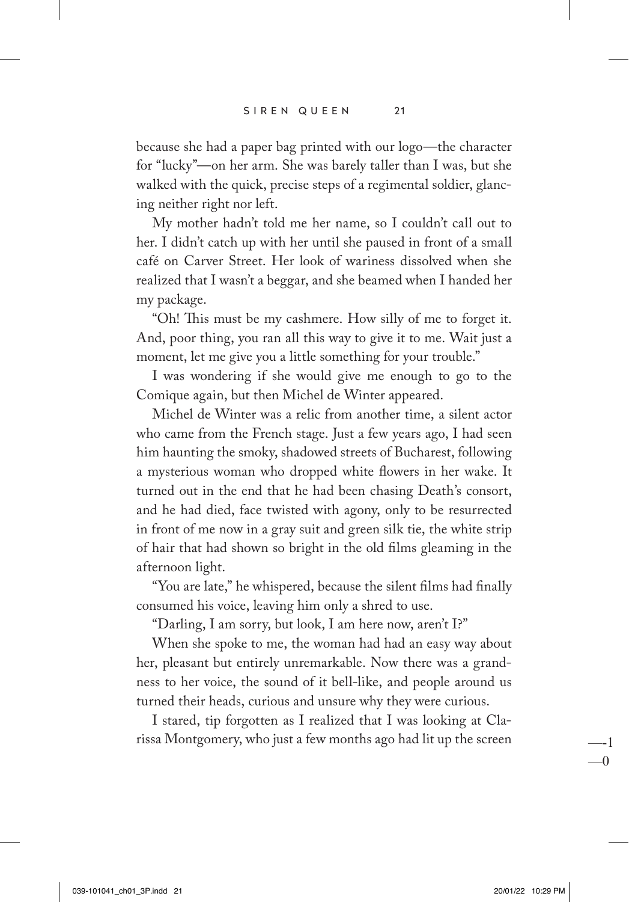because she had a paper bag printed with our logo—the character for "lucky"—on her arm. She was barely taller than I was, but she walked with the quick, precise steps of a regimental soldier, glancing neither right nor left.

My mother hadn't told me her name, so I couldn't call out to her. I didn't catch up with her until she paused in front of a small café on Carver Street. Her look of wariness dissolved when she realized that I wasn't a beggar, and she beamed when I handed her my package.

"Oh! This must be my cashmere. How silly of me to forget it. And, poor thing, you ran all this way to give it to me. Wait just a moment, let me give you a little something for your trouble."

I was wondering if she would give me enough to go to the Comique again, but then Michel de Winter appeared.

Michel de Winter was a relic from another time, a silent actor who came from the French stage. Just a few years ago, I had seen him haunting the smoky, shadowed streets of Bucharest, following a mysterious woman who dropped white flowers in her wake. It turned out in the end that he had been chasing Death's consort, and he had died, face twisted with agony, only to be resurrected in front of me now in a gray suit and green silk tie, the white strip of hair that had shown so bright in the old films gleaming in the afternoon light.

"You are late," he whispered, because the silent films had finally consumed his voice, leaving him only a shred to use.

"Darling, I am sorry, but look, I am here now, aren't I?"

When she spoke to me, the woman had had an easy way about her, pleasant but entirely unremarkable. Now there was a grandness to her voice, the sound of it bell-like, and people around us turned their heads, curious and unsure why they were curious.

I stared, tip forgotten as I realized that I was looking at Clarissa Montgomery, who just a few months ago had lit up the screen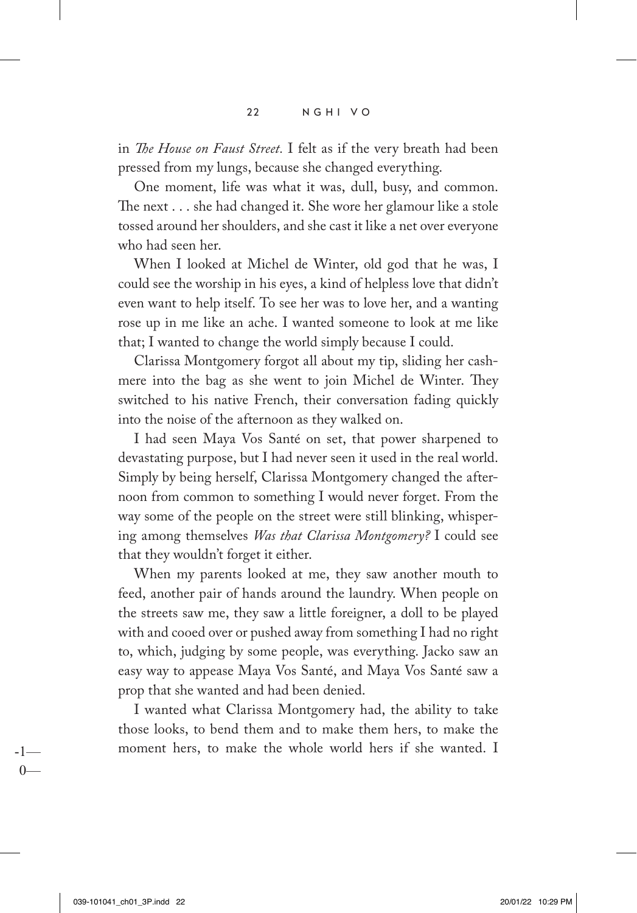in *The House on Faust Street.* I felt as if the very breath had been pressed from my lungs, because she changed everything.

One moment, life was what it was, dull, busy, and common. The next . . . she had changed it. She wore her glamour like a stole tossed around her shoulders, and she cast it like a net over everyone who had seen her.

When I looked at Michel de Winter, old god that he was, I could see the worship in his eyes, a kind of helpless love that didn't even want to help itself. To see her was to love her, and a wanting rose up in me like an ache. I wanted someone to look at me like that; I wanted to change the world simply because I could.

Clarissa Montgomery forgot all about my tip, sliding her cashmere into the bag as she went to join Michel de Winter. They switched to his native French, their conversation fading quickly into the noise of the afternoon as they walked on.

I had seen Maya Vos Santé on set, that power sharpened to devastating purpose, but I had never seen it used in the real world. Simply by being herself, Clarissa Montgomery changed the afternoon from common to something I would never forget. From the way some of the people on the street were still blinking, whispering among themselves *Was that Clarissa Montgomery?* I could see that they wouldn't forget it either.

When my parents looked at me, they saw another mouth to feed, another pair of hands around the laundry. When people on the streets saw me, they saw a little foreigner, a doll to be played with and cooed over or pushed away from something I had no right to, which, judging by some people, was everything. Jacko saw an easy way to appease Maya Vos Santé, and Maya Vos Santé saw a prop that she wanted and had been denied.

I wanted what Clarissa Montgomery had, the ability to take those looks, to bend them and to make them hers, to make the moment hers, to make the whole world hers if she wanted. I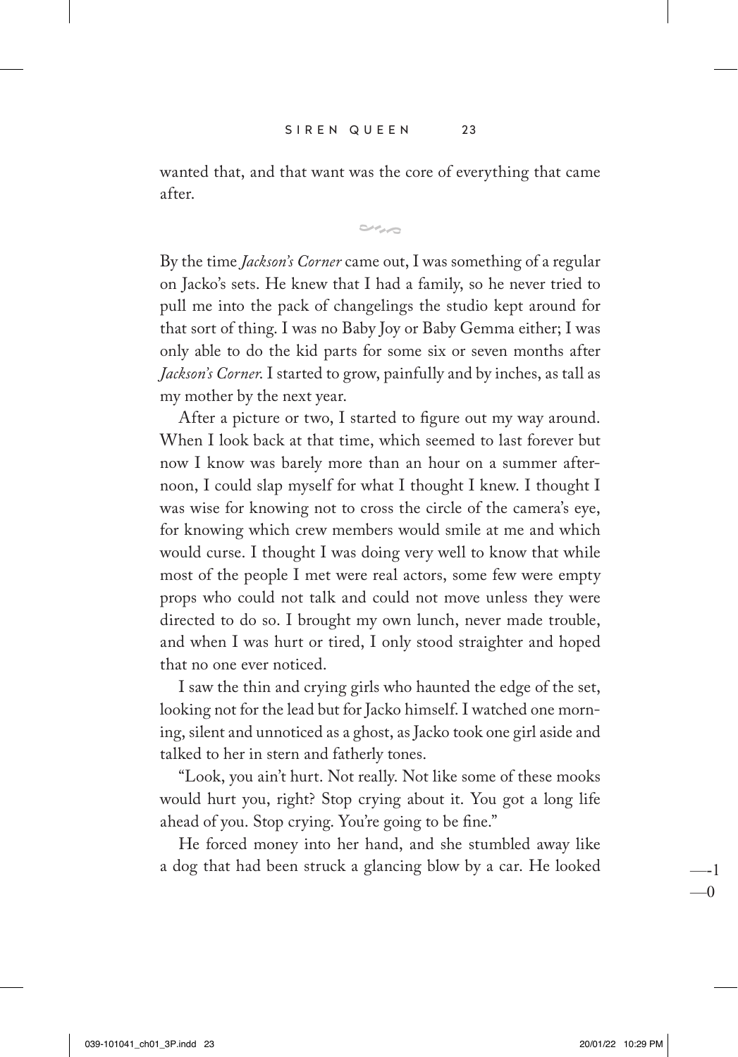wanted that, and that want was the core of everything that came after.

By the time *Jackson's Corner* came out, I was something of a regular on Jacko's sets. He knew that I had a family, so he never tried to pull me into the pack of changelings the studio kept around for that sort of thing. I was no Baby Joy or Baby Gemma either; I was only able to do the kid parts for some six or seven months after *Jackson's Corner*. I started to grow, painfully and by inches, as tall as my mother by the next year.

After a picture or two, I started to figure out my way around. When I look back at that time, which seemed to last forever but now I know was barely more than an hour on a summer afternoon, I could slap myself for what I thought I knew. I thought I was wise for knowing not to cross the circle of the camera's eye, for knowing which crew members would smile at me and which would curse. I thought I was doing very well to know that while most of the people I met were real actors, some few were empty props who could not talk and could not move unless they were directed to do so. I brought my own lunch, never made trouble, and when I was hurt or tired, I only stood straighter and hoped that no one ever noticed.

I saw the thin and crying girls who haunted the edge of the set, looking not for the lead but for Jacko himself. I watched one morning, silent and unnoticed as a ghost, as Jacko took one girl aside and talked to her in stern and fatherly tones.

"Look, you ain't hurt. Not really. Not like some of these mooks would hurt you, right? Stop crying about it. You got a long life ahead of you. Stop crying. You're going to be fine."

He forced money into her hand, and she stumbled away like a dog that had been struck a glancing blow by a car. He looked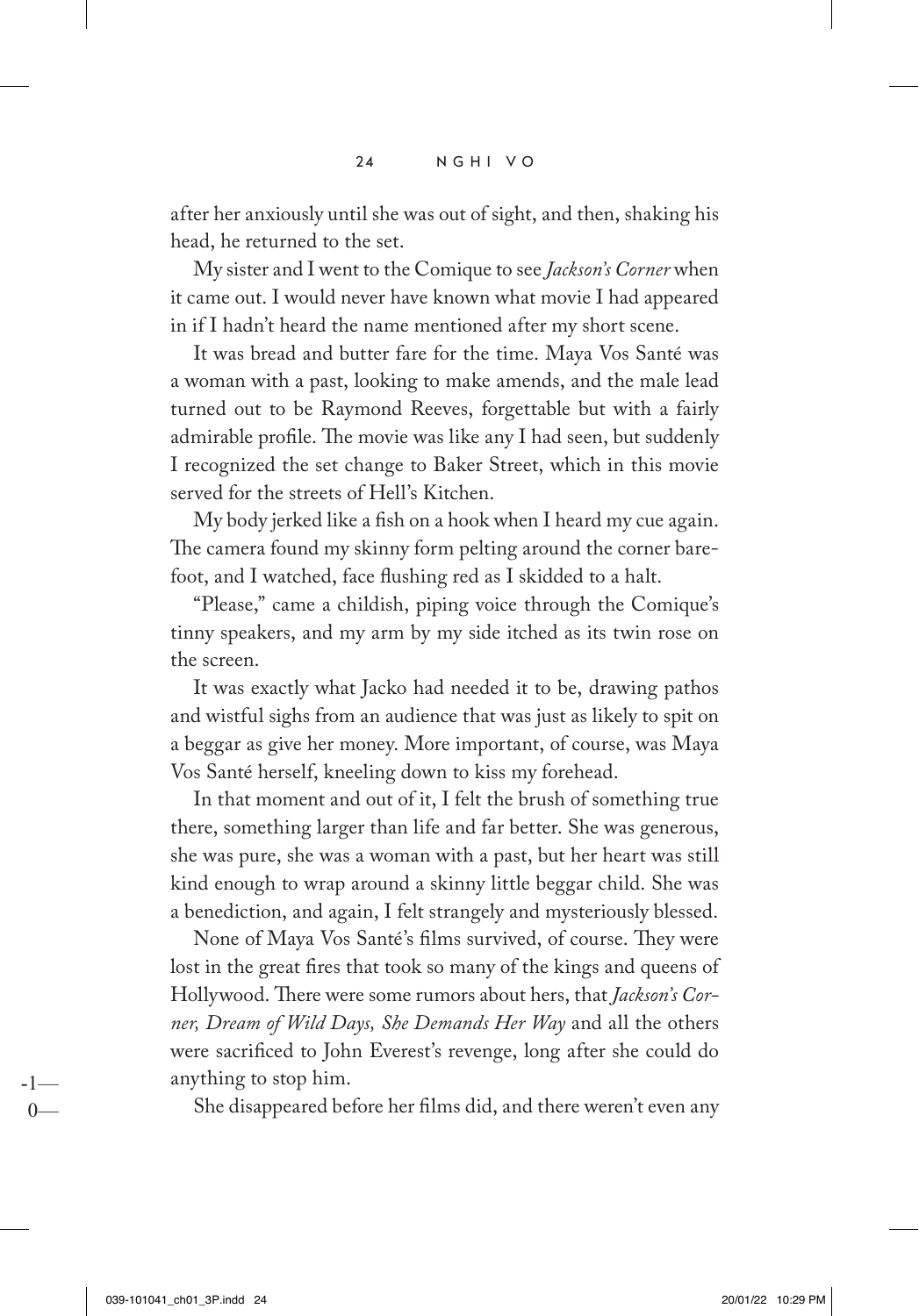after her anxiously until she was out of sight, and then, shaking his head, he returned to the set.

My sister and I went to the Comique to see *Jackson's Corner* when it came out. I would never have known what movie I had appeared in if I hadn't heard the name mentioned after my short scene.

It was bread and butter fare for the time. Maya Vos Santé was a woman with a past, looking to make amends, and the male lead turned out to be Raymond Reeves, forgettable but with a fairly admirable profile. The movie was like any I had seen, but suddenly I recognized the set change to Baker Street, which in this movie served for the streets of Hell's Kitchen.

My body jerked like a fish on a hook when I heard my cue again. The camera found my skinny form pelting around the corner barefoot, and I watched, face flushing red as I skidded to a halt.

"Please," came a childish, piping voice through the Comique's tinny speakers, and my arm by my side itched as its twin rose on the screen.

It was exactly what Jacko had needed it to be, drawing pathos and wistful sighs from an audience that was just as likely to spit on a beggar as give her money. More important, of course, was Maya Vos Santé herself, kneeling down to kiss my forehead.

In that moment and out of it, I felt the brush of something true there, something larger than life and far better. She was generous, she was pure, she was a woman with a past, but her heart was still kind enough to wrap around a skinny little beggar child. She was a benediction, and again, I felt strangely and mysteriously blessed.

None of Maya Vos Santé's films survived, of course. They were lost in the great fires that took so many of the kings and queens of Hollywood. There were some rumors about hers, that *Jackson's Corner, Dream of Wild Days, She Demands Her Way* and all the others were sacrificed to John Everest's revenge, long after she could do anything to stop him.

She disappeared before her films did, and there weren't even any